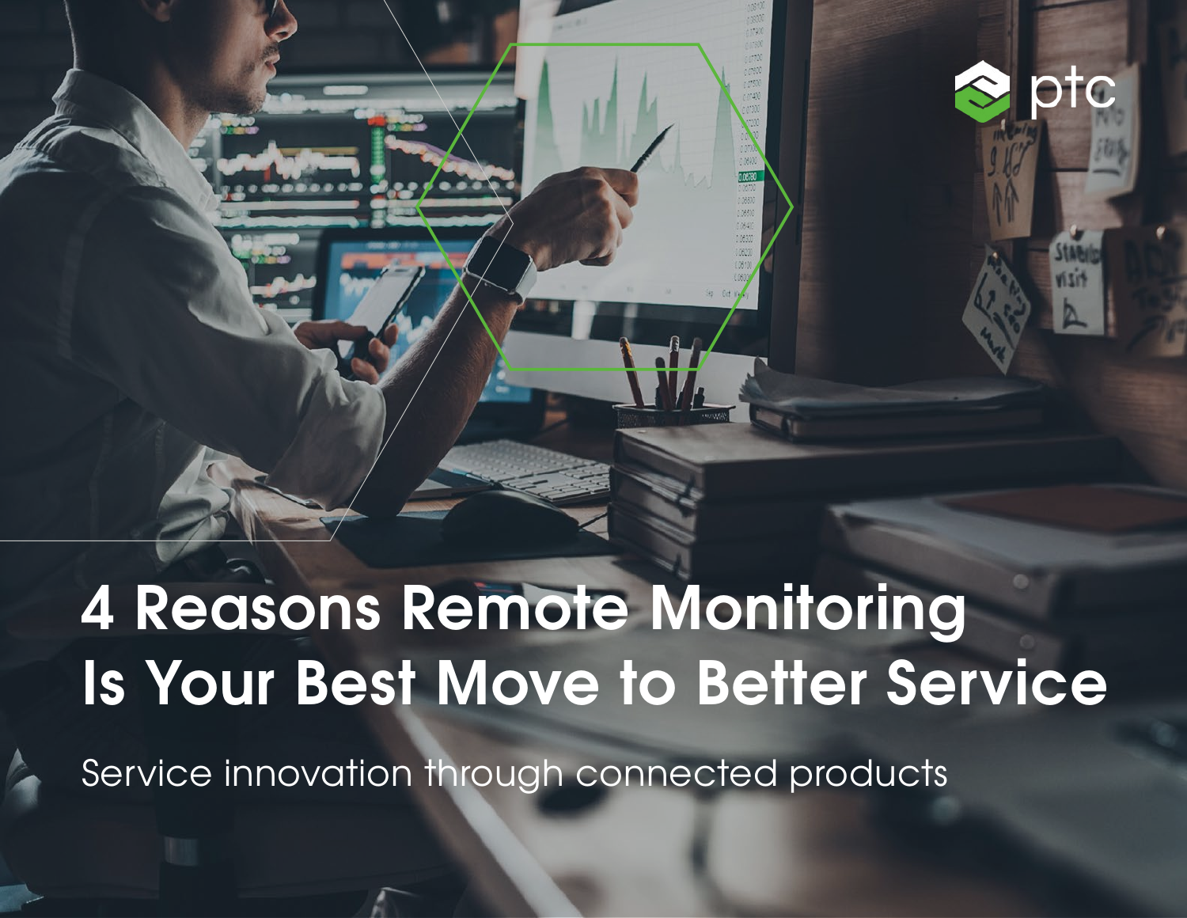# 4 Reasons Remote Monitoring Is Your Best Move to Better Service

Service innovation through connected products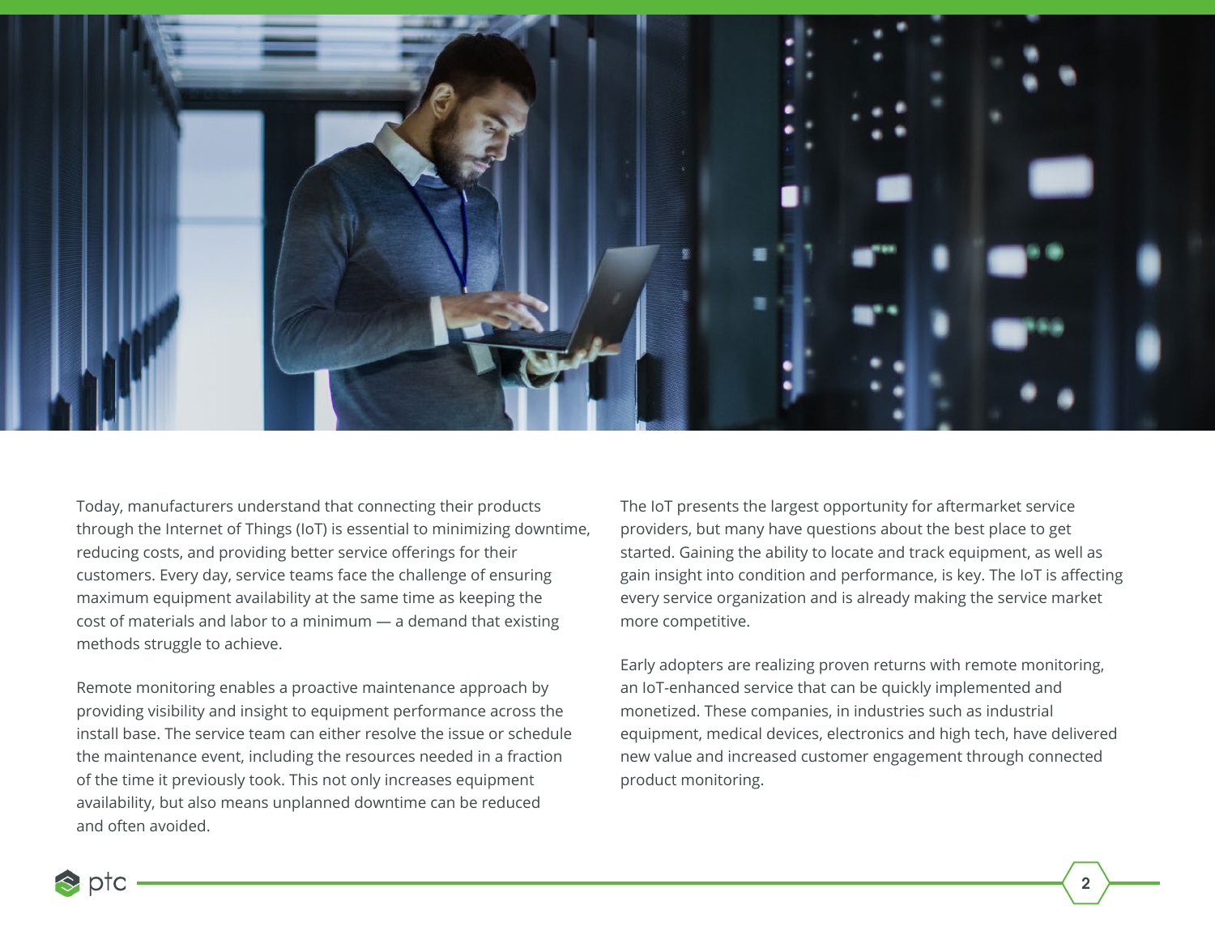Today, manufacturers understand that connecting their products through the Internet of Things (IoT) is essential to minimizing downtime, reducing costs, and providing better service offerings for their customers. Every day, service teams face the challenge of ensuring maximum equipment availability at the same time as keeping the cost of materials and labor to a minimum — a demand that existing methods struggle to achieve.

Remote monitoring enables a proactive maintenance approach by providing visibility and insight to equipment performance across the install base. The service team can either resolve the issue or schedule the maintenance event, including the resources needed in a fraction of the time it previously took. This not only increases equipment availability, but also means unplanned downtime can be reduced and often avoided.

The IoT presents the largest opportunity for aftermarket service providers, but many have questions about the best place to get started. Gaining the ability to locate and track equipment, as well as gain insight into condition and performance, is key. The IoT is affecting every service organization and is already making the service market more competitive.

Early adopters are realizing proven returns with remote monitoring, an IoT-enhanced service that can be quickly implemented and monetized. These companies, in industries such as industrial equipment, medical devices, electronics and high tech, have delivered new value and increased customer engagement through connected product monitoring.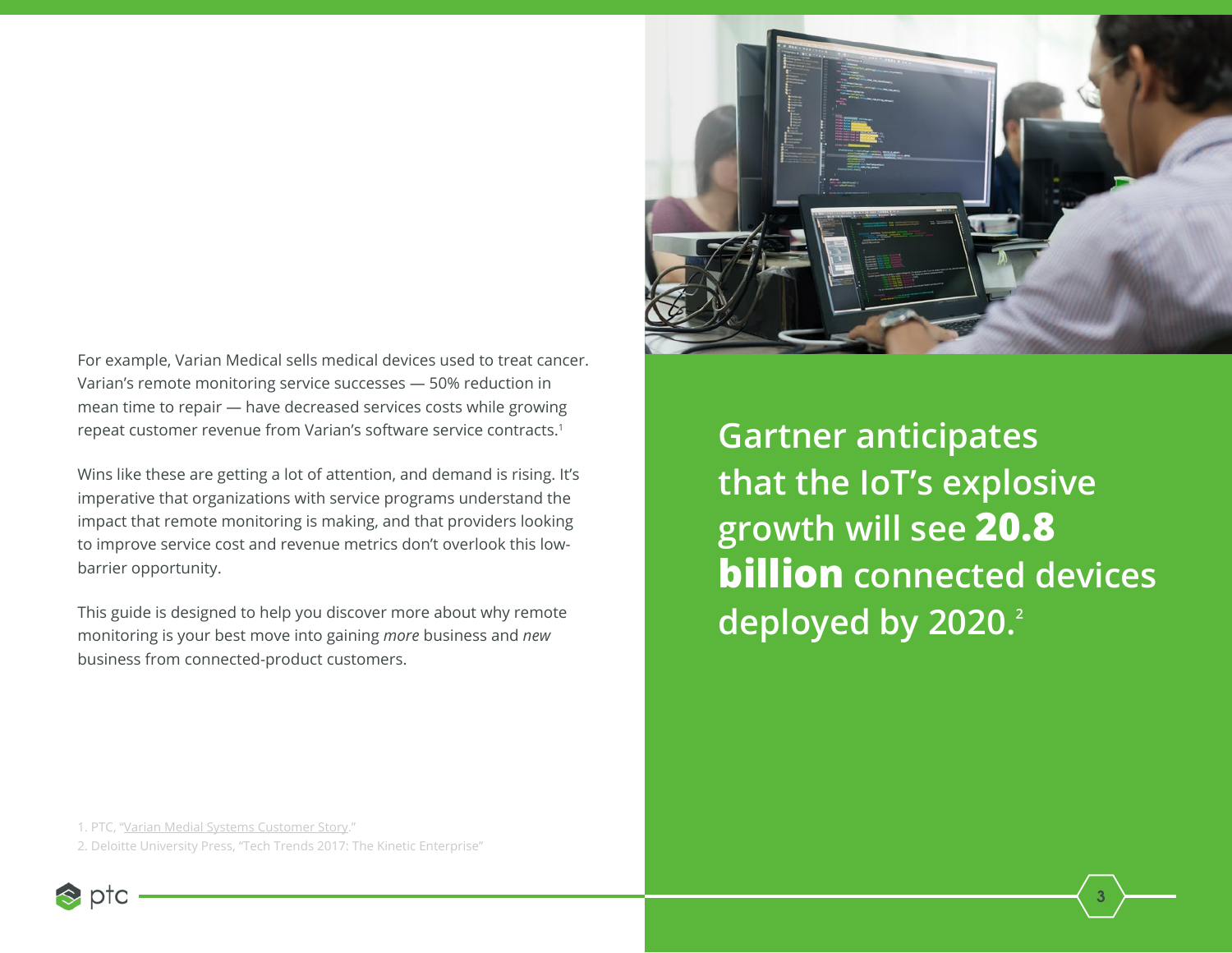For example, Varian Medical sells medical devices used to treat cancer. Varian's remote monitoring service successes — 50% reduction in mean time to repair — have decreased services costs while growing repeat customer revenue from Varian's software service contracts.[1]

Wins like these are getting a lot of attention, and demand is rising. It's imperative that organizations with service programs understand the impact that remote monitoring is making, and that providers looking to improve service cost and revenue metrics don't overlook this low-barrier opportunity.

This guide is designed to help you discover more about why remote monitoring is your best move into gaining *more* business and *new* business from connected-product customers.

Gartner anticipates that the IoT's explosive growth will see **20.8 billion** connected devices deployed by 2020.[2]

1. PTC, "Varian Medial Systems Customer Story."
2. Deloitte University Press, "Tech Trends 2017: The Kinetic Enterprise"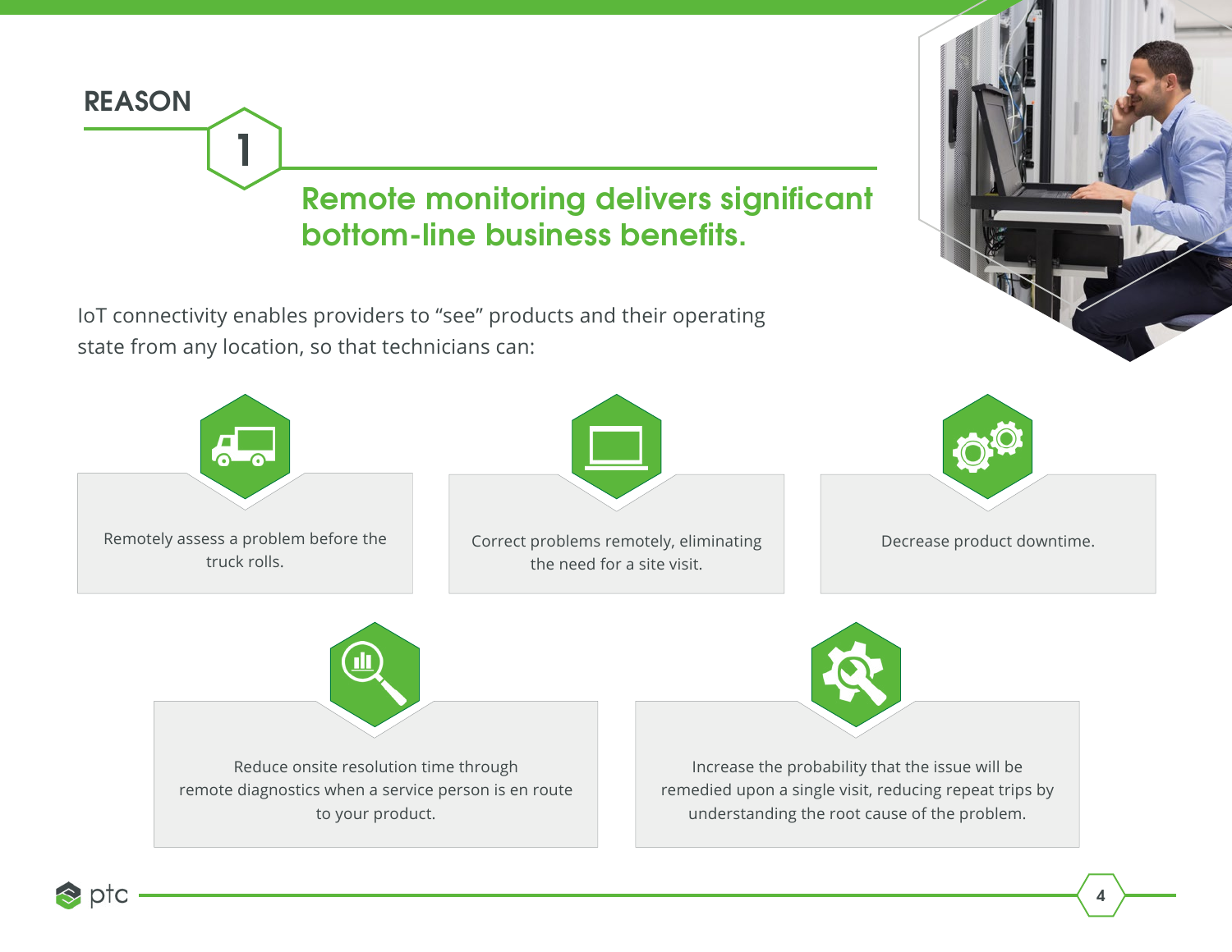## REASON 1

# Remote monitoring delivers significant bottom-line business benefits.

IoT connectivity enables providers to "see" products and their operating state from any location, so that technicians can:

- Remotely assess a problem before the truck rolls.
- Correct problems remotely, eliminating the need for a site visit.
- Decrease product downtime.
- Reduce onsite resolution time through remote diagnostics when a service person is en route to your product.
- Increase the probability that the issue will be remedied upon a single visit, reducing repeat trips by understanding the root cause of the problem.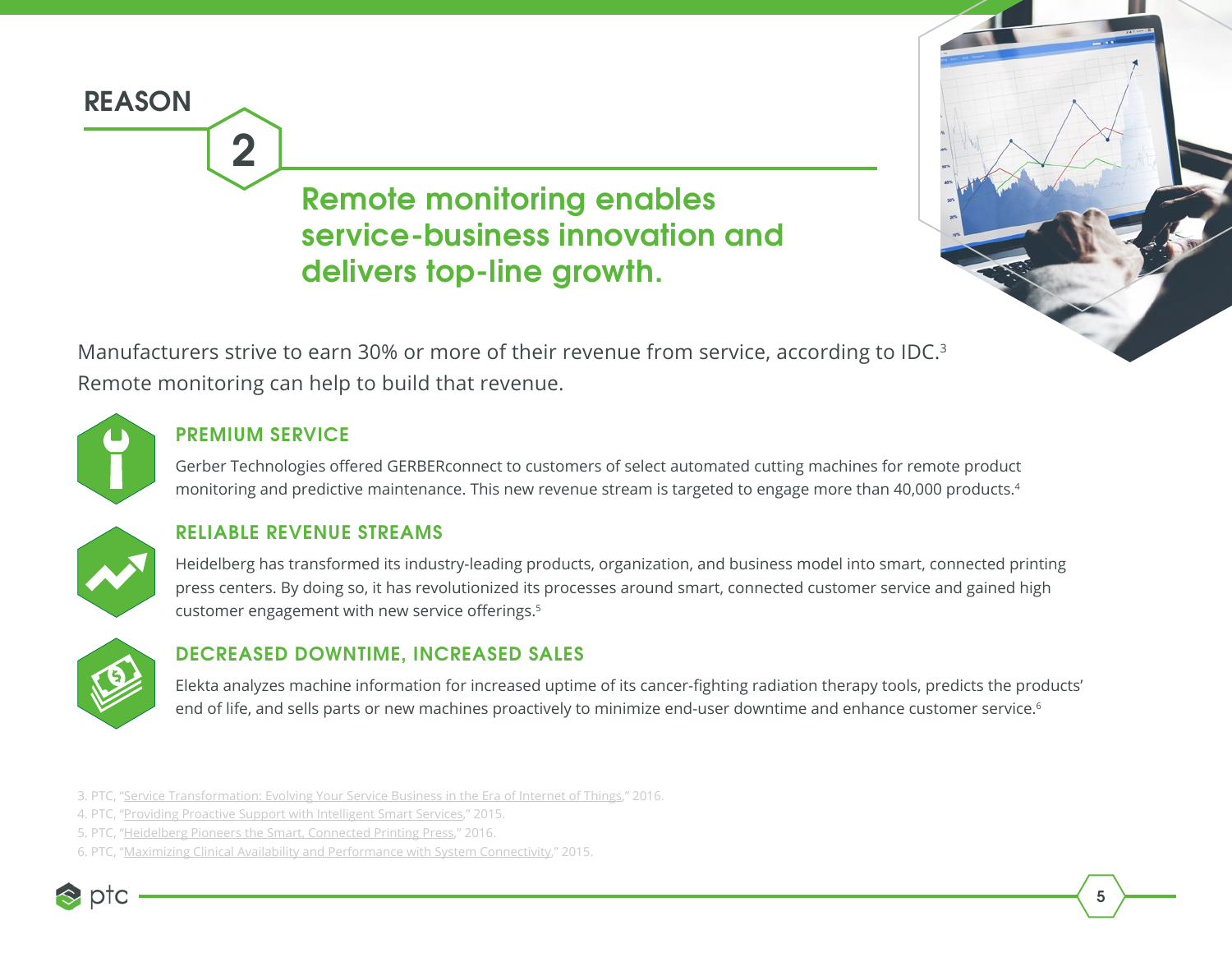## REASON 2

# Remote monitoring enables service-business innovation and delivers top-line growth.

Manufacturers strive to earn 30% or more of their revenue from service, according to IDC.[3] Remote monitoring can help to build that revenue.

### PREMIUM SERVICE

Gerber Technologies offered GERBERconnect to customers of select automated cutting machines for remote product monitoring and predictive maintenance. This new revenue stream is targeted to engage more than 40,000 products.[4]

### RELIABLE REVENUE STREAMS

Heidelberg has transformed its industry-leading products, organization, and business model into smart, connected printing press centers. By doing so, it has revolutionized its processes around smart, connected customer service and gained high customer engagement with new service offerings.[5]

### DECREASED DOWNTIME, INCREASED SALES

Elekta analyzes machine information for increased uptime of its cancer-fighting radiation therapy tools, predicts the products' end of life, and sells parts or new machines proactively to minimize end-user downtime and enhance customer service.[6]

3. PTC, "Service Transformation: Evolving Your Service Business in the Era of Internet of Things," 2016.
4. PTC, "Providing Proactive Support with Intelligent Smart Services," 2015.
5. PTC, "Heidelberg Pioneers the Smart, Connected Printing Press," 2016.
6. PTC, "Maximizing Clinical Availability and Performance with System Connectivity," 2015.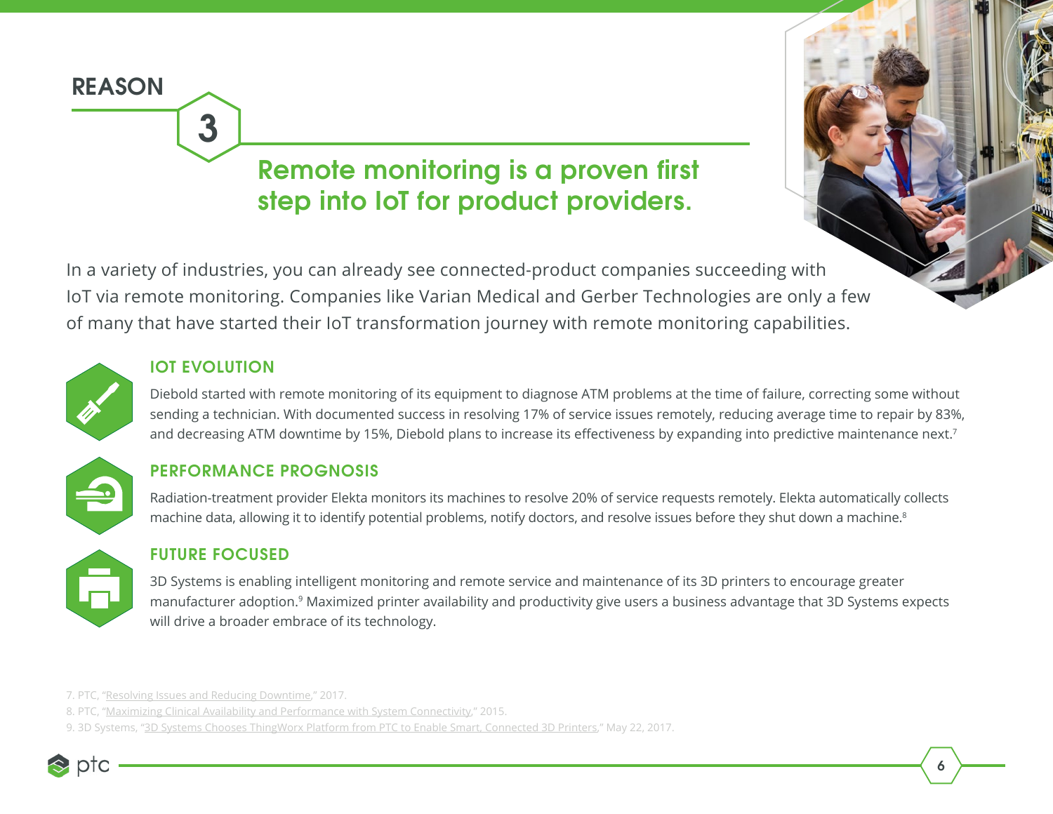## REASON 3

# Remote monitoring is a proven first step into IoT for product providers.

In a variety of industries, you can already see connected-product companies succeeding with IoT via remote monitoring. Companies like Varian Medical and Gerber Technologies are only a few of many that have started their IoT transformation journey with remote monitoring capabilities.

### IOT EVOLUTION

Diebold started with remote monitoring of its equipment to diagnose ATM problems at the time of failure, correcting some without sending a technician. With documented success in resolving 17% of service issues remotely, reducing average time to repair by 83%, and decreasing ATM downtime by 15%, Diebold plans to increase its effectiveness by expanding into predictive maintenance next.[7]

### PERFORMANCE PROGNOSIS

Radiation-treatment provider Elekta monitors its machines to resolve 20% of service requests remotely. Elekta automatically collects machine data, allowing it to identify potential problems, notify doctors, and resolve issues before they shut down a machine.[8]

### FUTURE FOCUSED

3D Systems is enabling intelligent monitoring and remote service and maintenance of its 3D printers to encourage greater manufacturer adoption.[9] Maximized printer availability and productivity give users a business advantage that 3D Systems expects will drive a broader embrace of its technology.

7. PTC, "Resolving Issues and Reducing Downtime," 2017.
8. PTC, "Maximizing Clinical Availability and Performance with System Connectivity," 2015.
9. 3D Systems, "3D Systems Chooses ThingWorx Platform from PTC to Enable Smart, Connected 3D Printers," May 22, 2017.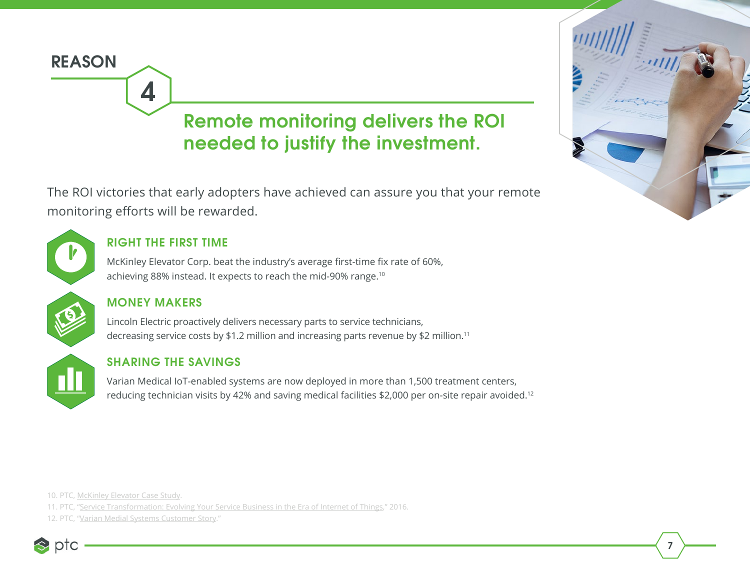## REASON 4

# Remote monitoring delivers the ROI needed to justify the investment.

The ROI victories that early adopters have achieved can assure you that your remote monitoring efforts will be rewarded.

### RIGHT THE FIRST TIME

McKinley Elevator Corp. beat the industry's average first-time fix rate of 60%, achieving 88% instead. It expects to reach the mid-90% range.[10]

### MONEY MAKERS

Lincoln Electric proactively delivers necessary parts to service technicians, decreasing service costs by $1.2 million and increasing parts revenue by $2 million.[11]

### SHARING THE SAVINGS

Varian Medical IoT-enabled systems are now deployed in more than 1,500 treatment centers, reducing technician visits by 42% and saving medical facilities $2,000 per on-site repair avoided.[12]

10. PTC, McKinley Elevator Case Study.
11. PTC, "Service Transformation: Evolving Your Service Business in the Era of Internet of Things," 2016.
12. PTC, "Varian Medial Systems Customer Story."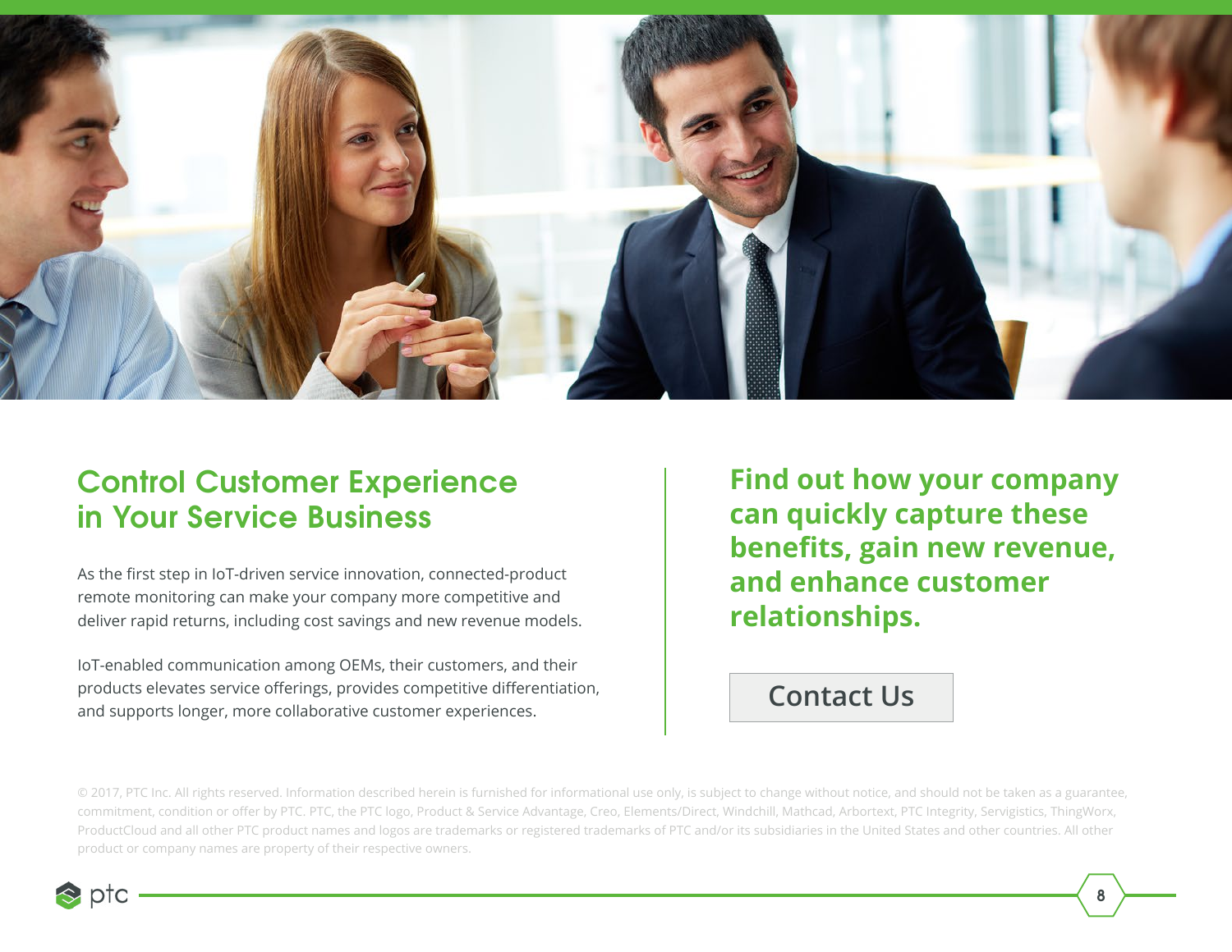## Control Customer Experience in Your Service Business

As the first step in IoT-driven service innovation, connected-product remote monitoring can make your company more competitive and deliver rapid returns, including cost savings and new revenue models.

IoT-enabled communication among OEMs, their customers, and their products elevates service offerings, provides competitive differentiation, and supports longer, more collaborative customer experiences.

**Find out how your company can quickly capture these benefits, gain new revenue, and enhance customer relationships.**

Contact Us

© 2017, PTC Inc. All rights reserved. Information described herein is furnished for informational use only, is subject to change without notice, and should not be taken as a guarantee, commitment, condition or offer by PTC. PTC, the PTC logo, Product & Service Advantage, Creo, Elements/Direct, Windchill, Mathcad, Arbortext, PTC Integrity, Servigistics, ThingWorx, ProductCloud and all other PTC product names and logos are trademarks or registered trademarks of PTC and/or its subsidiaries in the United States and other countries. All other product or company names are property of their respective owners.